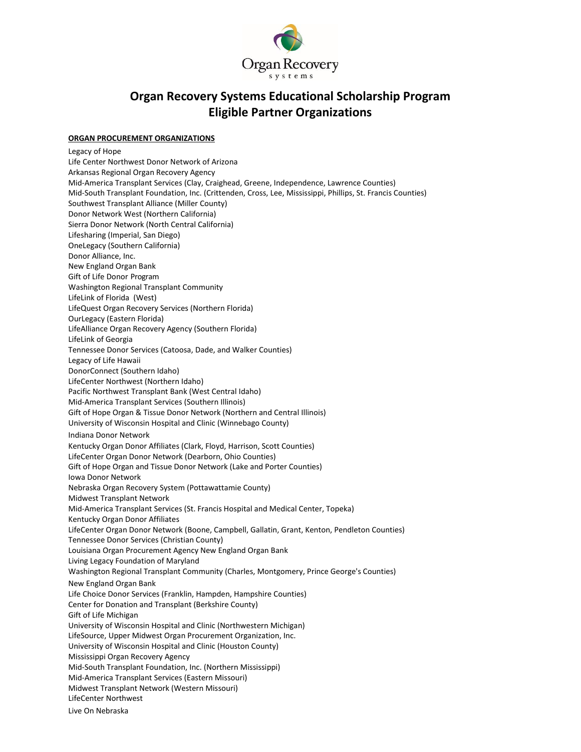Organ Recovery systems

# Organ Recovery Systems Educational Scholarship Program
# Eligible Partner Organizations

**ORGAN PROCUREMENT ORGANIZATIONS**

Legacy of Hope
Life Center Northwest Donor Network of Arizona
Arkansas Regional Organ Recovery Agency
Mid-America Transplant Services (Clay, Craighead, Greene, Independence, Lawrence Counties)
Mid-South Transplant Foundation, Inc. (Crittenden, Cross, Lee, Mississippi, Phillips, St. Francis Counties)
Southwest Transplant Alliance (Miller County)
Donor Network West (Northern California)
Sierra Donor Network (North Central California)
Lifesharing (Imperial, San Diego)
OneLegacy (Southern California)
Donor Alliance, Inc.
New England Organ Bank
Gift of Life Donor Program
Washington Regional Transplant Community
LifeLink of Florida (West)
LifeQuest Organ Recovery Services (Northern Florida)
OurLegacy (Eastern Florida)
LifeAlliance Organ Recovery Agency (Southern Florida)
LifeLink of Georgia
Tennessee Donor Services (Catoosa, Dade, and Walker Counties)
Legacy of Life Hawaii
DonorConnect (Southern Idaho)
LifeCenter Northwest (Northern Idaho)
Pacific Northwest Transplant Bank (West Central Idaho)
Mid-America Transplant Services (Southern Illinois)
Gift of Hope Organ & Tissue Donor Network (Northern and Central Illinois)
University of Wisconsin Hospital and Clinic (Winnebago County)
Indiana Donor Network
Kentucky Organ Donor Affiliates (Clark, Floyd, Harrison, Scott Counties)
LifeCenter Organ Donor Network (Dearborn, Ohio Counties)
Gift of Hope Organ and Tissue Donor Network (Lake and Porter Counties)
Iowa Donor Network
Nebraska Organ Recovery System (Pottawattamie County)
Midwest Transplant Network
Mid-America Transplant Services (St. Francis Hospital and Medical Center, Topeka)
Kentucky Organ Donor Affiliates
LifeCenter Organ Donor Network (Boone, Campbell, Gallatin, Grant, Kenton, Pendleton Counties)
Tennessee Donor Services (Christian County)
Louisiana Organ Procurement Agency New England Organ Bank
Living Legacy Foundation of Maryland
Washington Regional Transplant Community (Charles, Montgomery, Prince George's Counties)
New England Organ Bank
Life Choice Donor Services (Franklin, Hampden, Hampshire Counties)
Center for Donation and Transplant (Berkshire County)
Gift of Life Michigan
University of Wisconsin Hospital and Clinic (Northwestern Michigan)
LifeSource, Upper Midwest Organ Procurement Organization, Inc.
University of Wisconsin Hospital and Clinic (Houston County)
Mississippi Organ Recovery Agency
Mid-South Transplant Foundation, Inc. (Northern Mississippi)
Mid-America Transplant Services (Eastern Missouri)
Midwest Transplant Network (Western Missouri)
LifeCenter Northwest
Live On Nebraska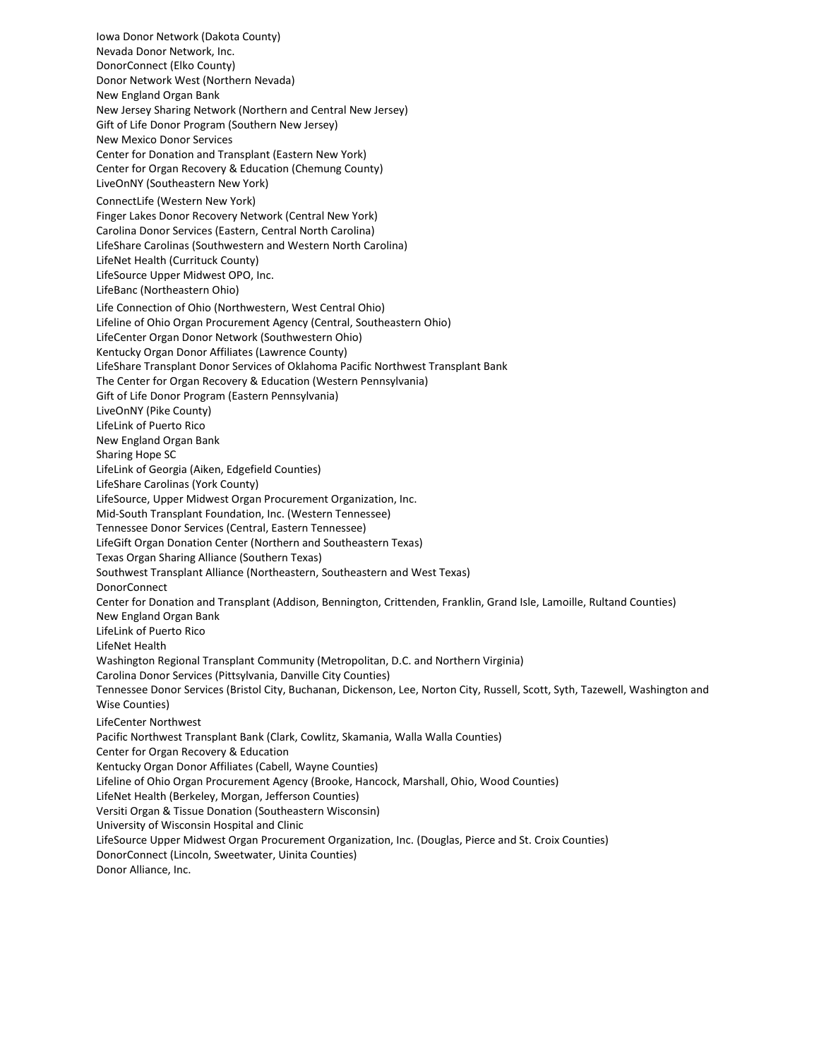Iowa Donor Network (Dakota County)
Nevada Donor Network, Inc.
DonorConnect (Elko County)
Donor Network West (Northern Nevada)
New England Organ Bank
New Jersey Sharing Network (Northern and Central New Jersey)
Gift of Life Donor Program (Southern New Jersey)
New Mexico Donor Services
Center for Donation and Transplant (Eastern New York)
Center for Organ Recovery & Education (Chemung County)
LiveOnNY (Southeastern New York)
ConnectLife (Western New York)
Finger Lakes Donor Recovery Network (Central New York)
Carolina Donor Services (Eastern, Central North Carolina)
LifeShare Carolinas (Southwestern and Western North Carolina)
LifeNet Health (Currituck County)
LifeSource Upper Midwest OPO, Inc.
LifeBanc (Northeastern Ohio)
Life Connection of Ohio (Northwestern, West Central Ohio)
Lifeline of Ohio Organ Procurement Agency (Central, Southeastern Ohio)
LifeCenter Organ Donor Network (Southwestern Ohio)
Kentucky Organ Donor Affiliates (Lawrence County)
LifeShare Transplant Donor Services of Oklahoma Pacific Northwest Transplant Bank
The Center for Organ Recovery & Education (Western Pennsylvania)
Gift of Life Donor Program (Eastern Pennsylvania)
LiveOnNY (Pike County)
LifeLink of Puerto Rico
New England Organ Bank
Sharing Hope SC
LifeLink of Georgia (Aiken, Edgefield Counties)
LifeShare Carolinas (York County)
LifeSource, Upper Midwest Organ Procurement Organization, Inc.
Mid-South Transplant Foundation, Inc. (Western Tennessee)
Tennessee Donor Services (Central, Eastern Tennessee)
LifeGift Organ Donation Center (Northern and Southeastern Texas)
Texas Organ Sharing Alliance (Southern Texas)
Southwest Transplant Alliance (Northeastern, Southeastern and West Texas)
DonorConnect
Center for Donation and Transplant (Addison, Bennington, Crittenden, Franklin, Grand Isle, Lamoille, Rultand Counties)
New England Organ Bank
LifeLink of Puerto Rico
LifeNet Health
Washington Regional Transplant Community (Metropolitan, D.C. and Northern Virginia)
Carolina Donor Services (Pittsylvania, Danville City Counties)
Tennessee Donor Services (Bristol City, Buchanan, Dickenson, Lee, Norton City, Russell, Scott, Syth, Tazewell, Washington and Wise Counties)
LifeCenter Northwest
Pacific Northwest Transplant Bank (Clark, Cowlitz, Skamania, Walla Walla Counties)
Center for Organ Recovery & Education
Kentucky Organ Donor Affiliates (Cabell, Wayne Counties)
Lifeline of Ohio Organ Procurement Agency (Brooke, Hancock, Marshall, Ohio, Wood Counties)
LifeNet Health (Berkeley, Morgan, Jefferson Counties)
Versiti Organ & Tissue Donation (Southeastern Wisconsin)
University of Wisconsin Hospital and Clinic
LifeSource Upper Midwest Organ Procurement Organization, Inc. (Douglas, Pierce and St. Croix Counties)
DonorConnect (Lincoln, Sweetwater, Uinita Counties)
Donor Alliance, Inc.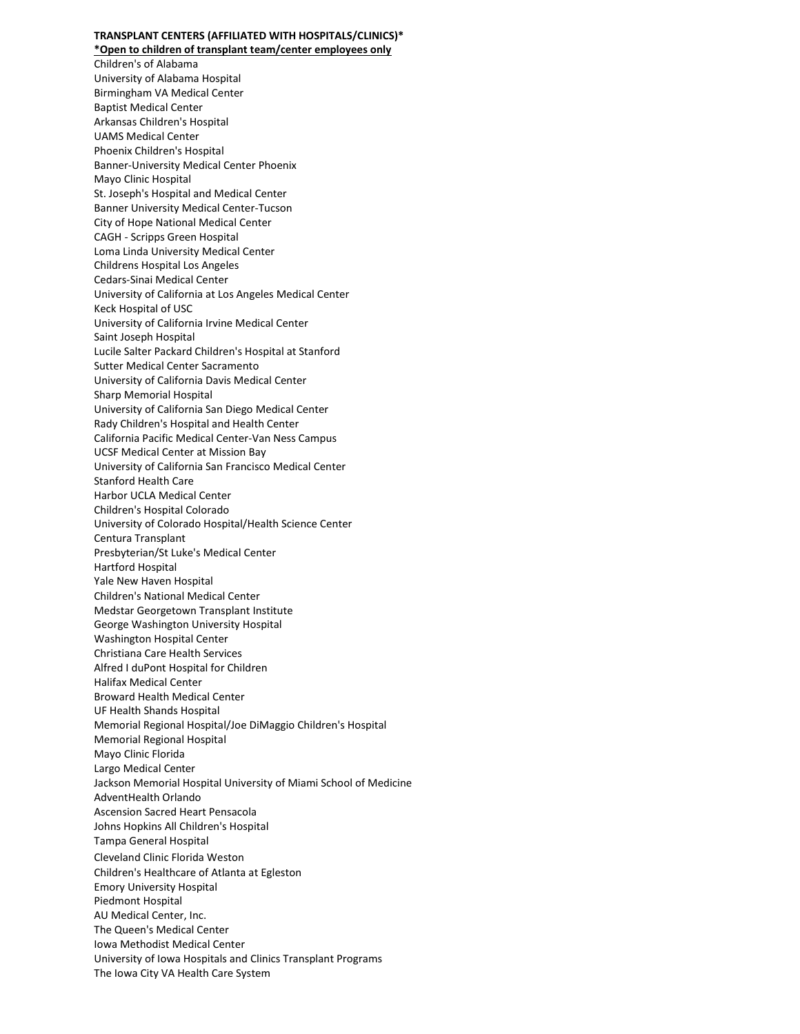**TRANSPLANT CENTERS (AFFILIATED WITH HOSPITALS/CLINICS)***

**\*Open to children of transplant team/center employees only**

Children's of Alabama
University of Alabama Hospital
Birmingham VA Medical Center
Baptist Medical Center
Arkansas Children's Hospital
UAMS Medical Center
Phoenix Children's Hospital
Banner-University Medical Center Phoenix
Mayo Clinic Hospital
St. Joseph's Hospital and Medical Center
Banner University Medical Center-Tucson
City of Hope National Medical Center
CAGH - Scripps Green Hospital
Loma Linda University Medical Center
Childrens Hospital Los Angeles
Cedars-Sinai Medical Center
University of California at Los Angeles Medical Center
Keck Hospital of USC
University of California Irvine Medical Center
Saint Joseph Hospital
Lucile Salter Packard Children's Hospital at Stanford
Sutter Medical Center Sacramento
University of California Davis Medical Center
Sharp Memorial Hospital
University of California San Diego Medical Center
Rady Children's Hospital and Health Center
California Pacific Medical Center-Van Ness Campus
UCSF Medical Center at Mission Bay
University of California San Francisco Medical Center
Stanford Health Care
Harbor UCLA Medical Center
Children's Hospital Colorado
University of Colorado Hospital/Health Science Center
Centura Transplant
Presbyterian/St Luke's Medical Center
Hartford Hospital
Yale New Haven Hospital
Children's National Medical Center
Medstar Georgetown Transplant Institute
George Washington University Hospital
Washington Hospital Center
Christiana Care Health Services
Alfred I duPont Hospital for Children
Halifax Medical Center
Broward Health Medical Center
UF Health Shands Hospital
Memorial Regional Hospital/Joe DiMaggio Children's Hospital
Memorial Regional Hospital
Mayo Clinic Florida
Largo Medical Center
Jackson Memorial Hospital University of Miami School of Medicine
AdventHealth Orlando
Ascension Sacred Heart Pensacola
Johns Hopkins All Children's Hospital
Tampa General Hospital
Cleveland Clinic Florida Weston
Children's Healthcare of Atlanta at Egleston
Emory University Hospital
Piedmont Hospital
AU Medical Center, Inc.
The Queen's Medical Center
Iowa Methodist Medical Center
University of Iowa Hospitals and Clinics Transplant Programs
The Iowa City VA Health Care System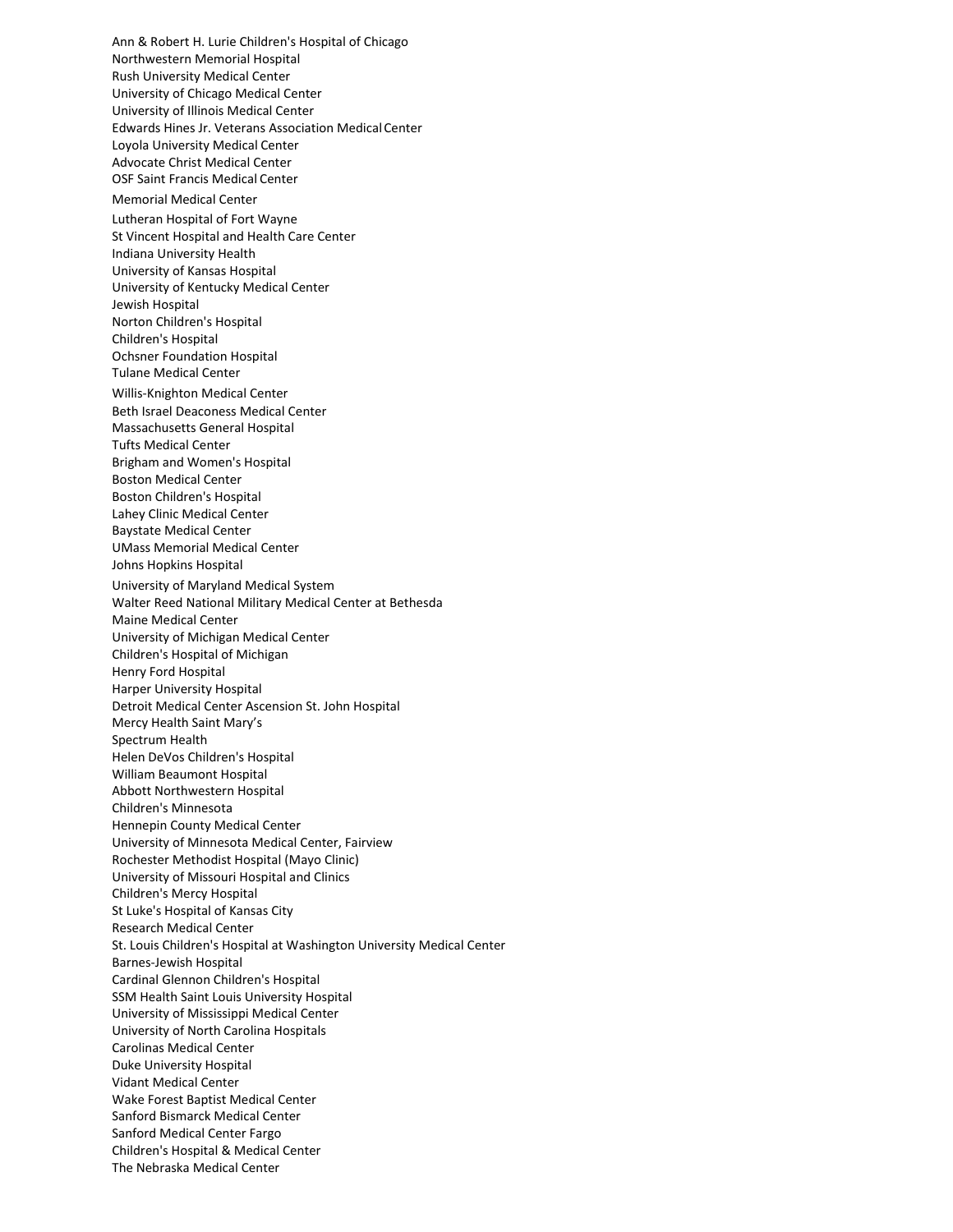Ann & Robert H. Lurie Children's Hospital of Chicago
Northwestern Memorial Hospital
Rush University Medical Center
University of Chicago Medical Center
University of Illinois Medical Center
Edwards Hines Jr. Veterans Association Medical Center
Loyola University Medical Center
Advocate Christ Medical Center
OSF Saint Francis Medical Center
Memorial Medical Center
Lutheran Hospital of Fort Wayne
St Vincent Hospital and Health Care Center
Indiana University Health
University of Kansas Hospital
University of Kentucky Medical Center
Jewish Hospital
Norton Children's Hospital
Children's Hospital
Ochsner Foundation Hospital
Tulane Medical Center
Willis-Knighton Medical Center
Beth Israel Deaconess Medical Center
Massachusetts General Hospital
Tufts Medical Center
Brigham and Women's Hospital
Boston Medical Center
Boston Children's Hospital
Lahey Clinic Medical Center
Baystate Medical Center
UMass Memorial Medical Center
Johns Hopkins Hospital
University of Maryland Medical System
Walter Reed National Military Medical Center at Bethesda
Maine Medical Center
University of Michigan Medical Center
Children's Hospital of Michigan
Henry Ford Hospital
Harper University Hospital
Detroit Medical Center Ascension St. John Hospital
Mercy Health Saint Mary's
Spectrum Health
Helen DeVos Children's Hospital
William Beaumont Hospital
Abbott Northwestern Hospital
Children's Minnesota
Hennepin County Medical Center
University of Minnesota Medical Center, Fairview
Rochester Methodist Hospital (Mayo Clinic)
University of Missouri Hospital and Clinics
Children's Mercy Hospital
St Luke's Hospital of Kansas City
Research Medical Center
St. Louis Children's Hospital at Washington University Medical Center
Barnes-Jewish Hospital
Cardinal Glennon Children's Hospital
SSM Health Saint Louis University Hospital
University of Mississippi Medical Center
University of North Carolina Hospitals
Carolinas Medical Center
Duke University Hospital
Vidant Medical Center
Wake Forest Baptist Medical Center
Sanford Bismarck Medical Center
Sanford Medical Center Fargo
Children's Hospital & Medical Center
The Nebraska Medical Center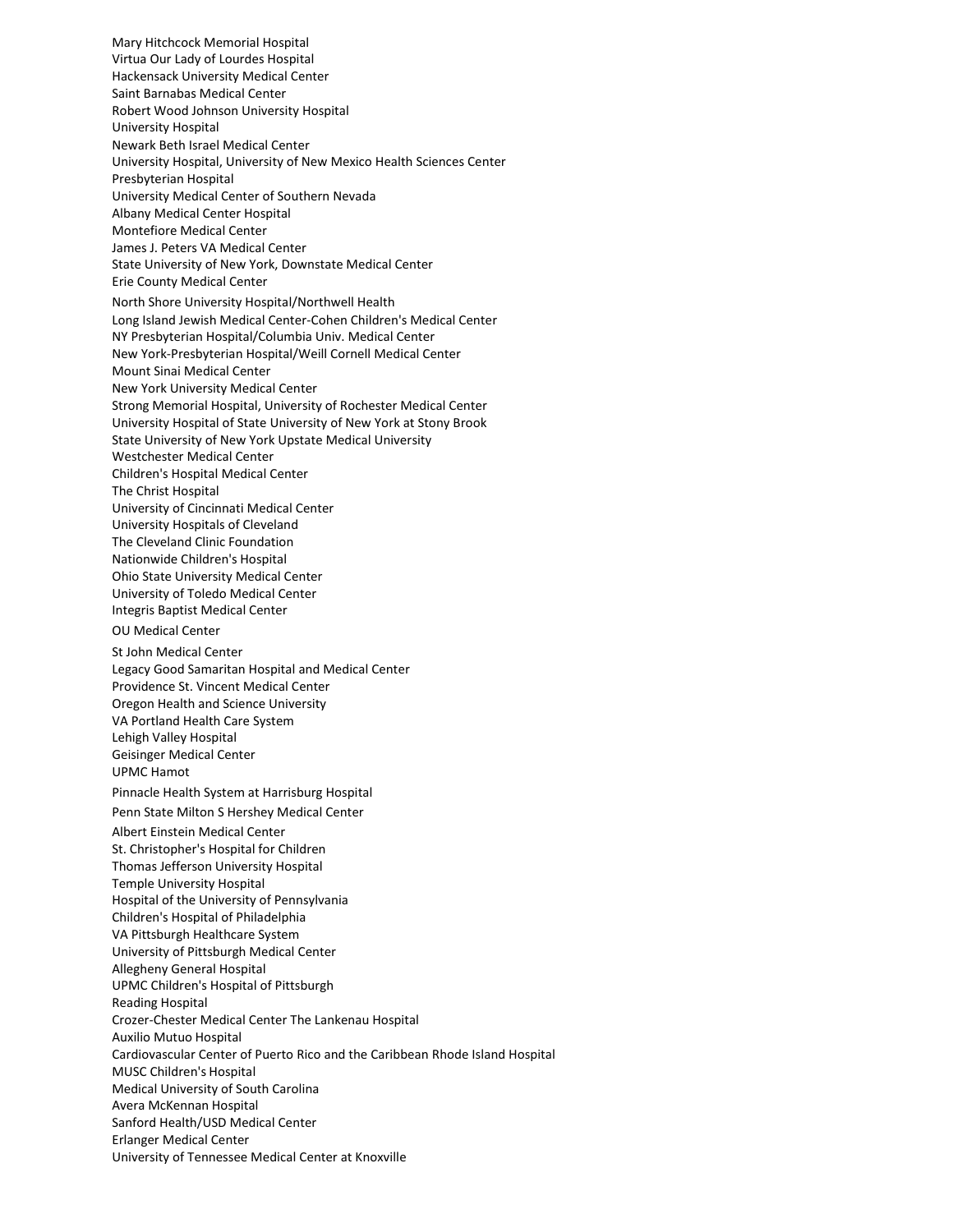Mary Hitchcock Memorial Hospital
Virtua Our Lady of Lourdes Hospital
Hackensack University Medical Center
Saint Barnabas Medical Center
Robert Wood Johnson University Hospital
University Hospital
Newark Beth Israel Medical Center
University Hospital, University of New Mexico Health Sciences Center
Presbyterian Hospital
University Medical Center of Southern Nevada
Albany Medical Center Hospital
Montefiore Medical Center
James J. Peters VA Medical Center
State University of New York, Downstate Medical Center
Erie County Medical Center
North Shore University Hospital/Northwell Health
Long Island Jewish Medical Center-Cohen Children's Medical Center
NY Presbyterian Hospital/Columbia Univ. Medical Center
New York-Presbyterian Hospital/Weill Cornell Medical Center
Mount Sinai Medical Center
New York University Medical Center
Strong Memorial Hospital, University of Rochester Medical Center
University Hospital of State University of New York at Stony Brook
State University of New York Upstate Medical University
Westchester Medical Center
Children's Hospital Medical Center
The Christ Hospital
University of Cincinnati Medical Center
University Hospitals of Cleveland
The Cleveland Clinic Foundation
Nationwide Children's Hospital
Ohio State University Medical Center
University of Toledo Medical Center
Integris Baptist Medical Center
OU Medical Center
St John Medical Center
Legacy Good Samaritan Hospital and Medical Center
Providence St. Vincent Medical Center
Oregon Health and Science University
VA Portland Health Care System
Lehigh Valley Hospital
Geisinger Medical Center
UPMC Hamot
Pinnacle Health System at Harrisburg Hospital
Penn State Milton S Hershey Medical Center
Albert Einstein Medical Center
St. Christopher's Hospital for Children
Thomas Jefferson University Hospital
Temple University Hospital
Hospital of the University of Pennsylvania
Children's Hospital of Philadelphia
VA Pittsburgh Healthcare System
University of Pittsburgh Medical Center
Allegheny General Hospital
UPMC Children's Hospital of Pittsburgh
Reading Hospital
Crozer-Chester Medical Center The Lankenau Hospital
Auxilio Mutuo Hospital
Cardiovascular Center of Puerto Rico and the Caribbean Rhode Island Hospital
MUSC Children's Hospital
Medical University of South Carolina
Avera McKennan Hospital
Sanford Health/USD Medical Center
Erlanger Medical Center
University of Tennessee Medical Center at Knoxville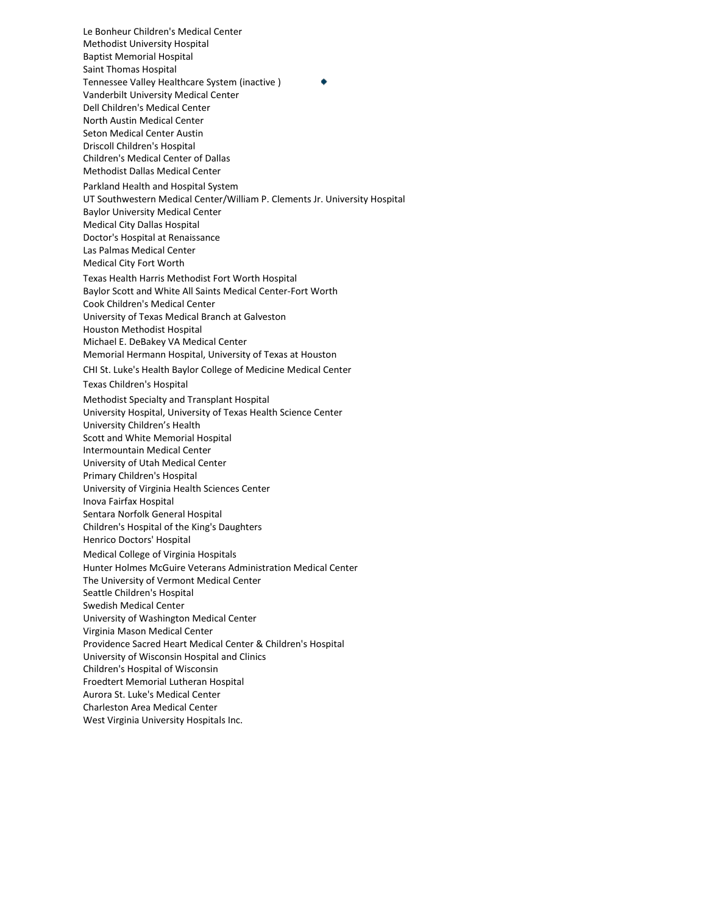Le Bonheur Children's Medical Center
Methodist University Hospital
Baptist Memorial Hospital
Saint Thomas Hospital
Tennessee Valley Healthcare System (inactive ) ◆
Vanderbilt University Medical Center
Dell Children's Medical Center
North Austin Medical Center
Seton Medical Center Austin
Driscoll Children's Hospital
Children's Medical Center of Dallas
Methodist Dallas Medical Center
Parkland Health and Hospital System
UT Southwestern Medical Center/William P. Clements Jr. University Hospital
Baylor University Medical Center
Medical City Dallas Hospital
Doctor's Hospital at Renaissance
Las Palmas Medical Center
Medical City Fort Worth
Texas Health Harris Methodist Fort Worth Hospital
Baylor Scott and White All Saints Medical Center-Fort Worth
Cook Children's Medical Center
University of Texas Medical Branch at Galveston
Houston Methodist Hospital
Michael E. DeBakey VA Medical Center
Memorial Hermann Hospital, University of Texas at Houston
CHI St. Luke's Health Baylor College of Medicine Medical Center
Texas Children's Hospital
Methodist Specialty and Transplant Hospital
University Hospital, University of Texas Health Science Center
University Children's Health
Scott and White Memorial Hospital
Intermountain Medical Center
University of Utah Medical Center
Primary Children's Hospital
University of Virginia Health Sciences Center
Inova Fairfax Hospital
Sentara Norfolk General Hospital
Children's Hospital of the King's Daughters
Henrico Doctors' Hospital
Medical College of Virginia Hospitals
Hunter Holmes McGuire Veterans Administration Medical Center
The University of Vermont Medical Center
Seattle Children's Hospital
Swedish Medical Center
University of Washington Medical Center
Virginia Mason Medical Center
Providence Sacred Heart Medical Center & Children's Hospital
University of Wisconsin Hospital and Clinics
Children's Hospital of Wisconsin
Froedtert Memorial Lutheran Hospital
Aurora St. Luke's Medical Center
Charleston Area Medical Center
West Virginia University Hospitals Inc.